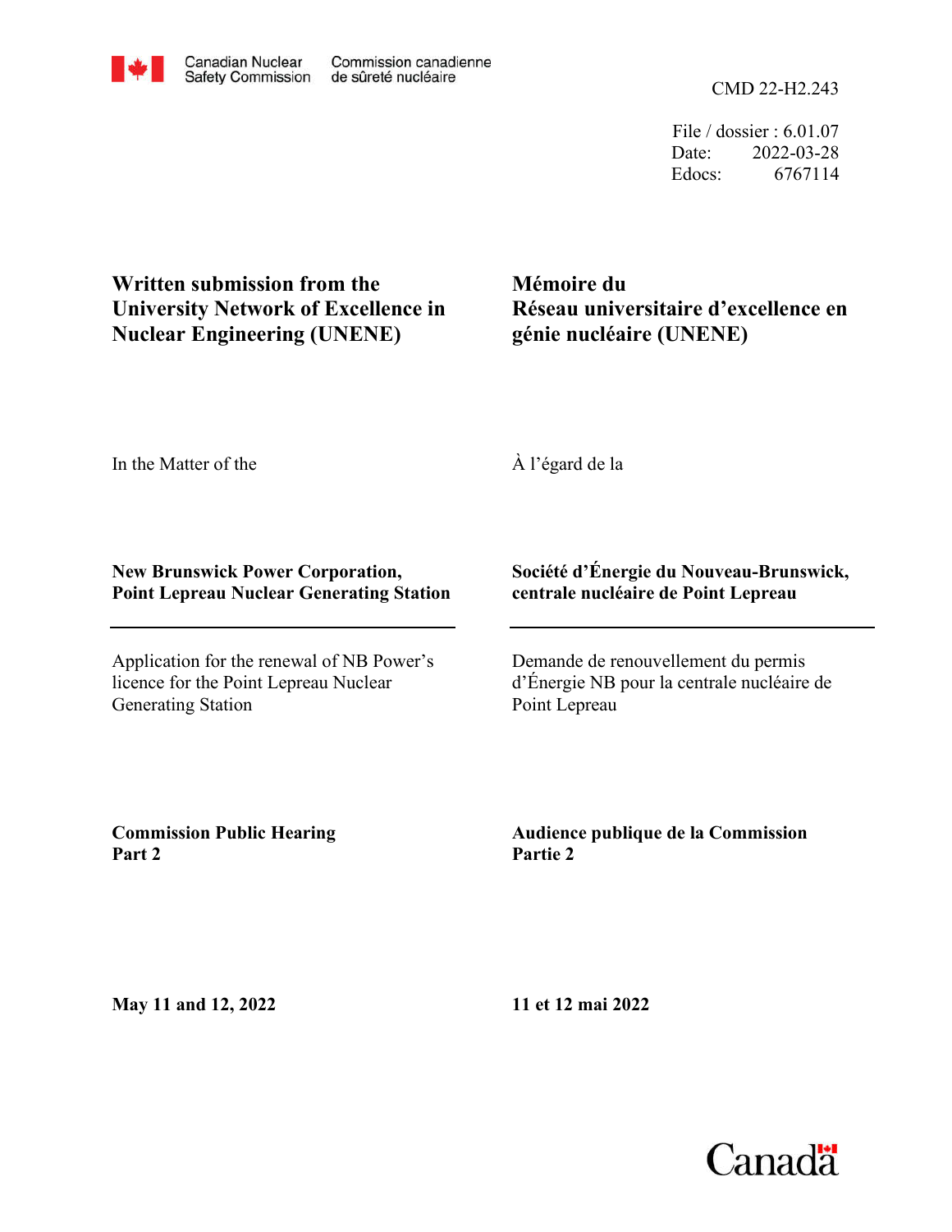Canadian Nuclear Safety Commission | Commission canadienne de sûreté nucléaire

CMD 22-H2.243

File / dossier : 6.01.07
Date: 2022-03-28
Edocs: 6767114

**Written submission from the University Network of Excellence in Nuclear Engineering (UNENE)**

**Mémoire du Réseau universitaire d'excellence en génie nucléaire (UNENE)**

In the Matter of the

À l'égard de la

**New Brunswick Power Corporation, Point Lepreau Nuclear Generating Station**

**Société d'Énergie du Nouveau-Brunswick, centrale nucléaire de Point Lepreau**

---

Application for the renewal of NB Power's licence for the Point Lepreau Nuclear Generating Station

Demande de renouvellement du permis d'Énergie NB pour la centrale nucléaire de Point Lepreau

**Commission Public Hearing Part 2**

**Audience publique de la Commission Partie 2**

**May 11 and 12, 2022**

**11 et 12 mai 2022**

Canada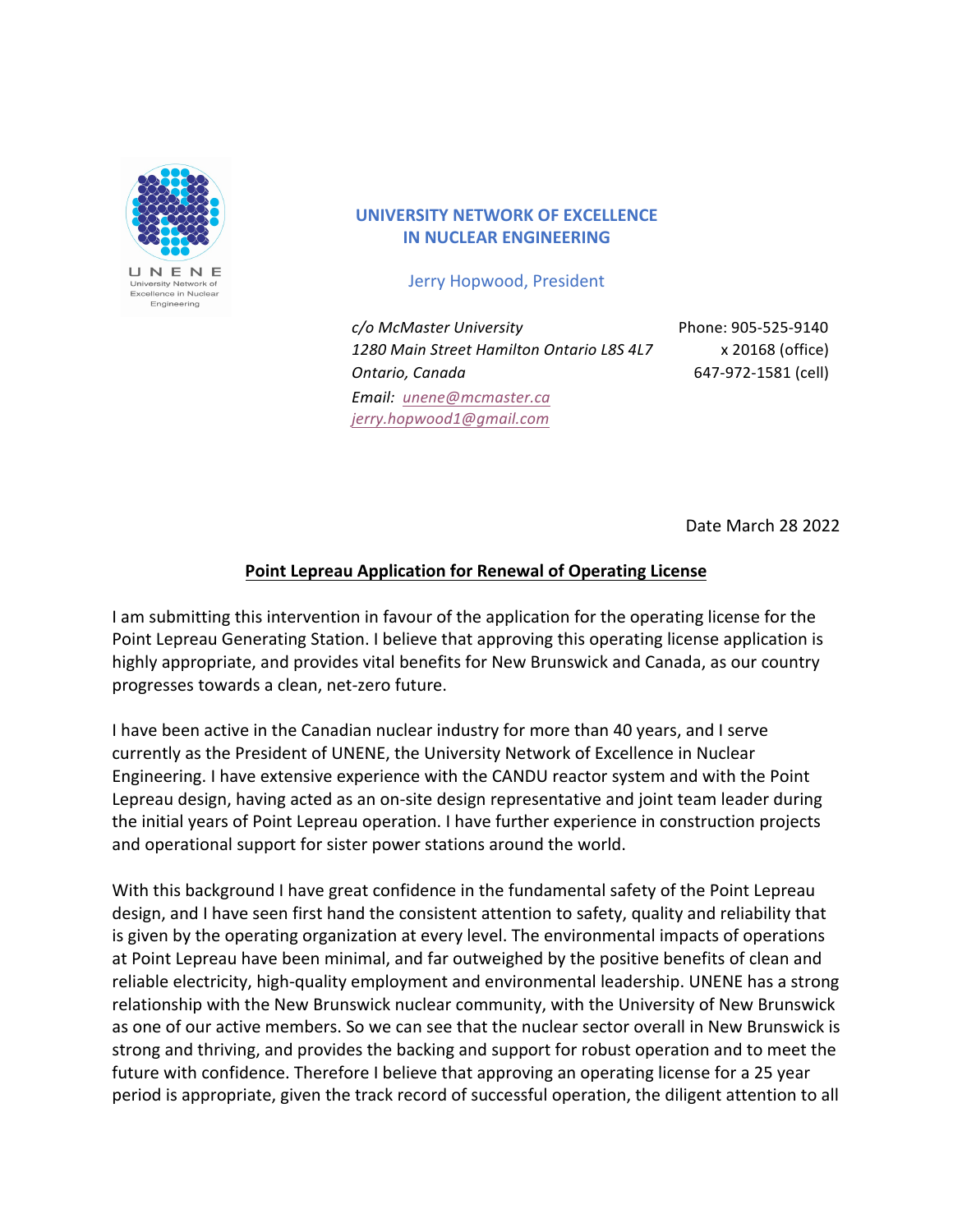**UNIVERSITY NETWORK OF EXCELLENCE IN NUCLEAR ENGINEERING**

Jerry Hopwood, President

*c/o McMaster University*
*1280 Main Street Hamilton Ontario L8S 4L7*
*Ontario, Canada*
*Email: unene@mcmaster.ca*
*jerry.hopwood1@gmail.com*

Phone: 905-525-9140
x 20168 (office)
647-972-1581 (cell)

Date March 28 2022

**Point Lepreau Application for Renewal of Operating License**

I am submitting this intervention in favour of the application for the operating license for the Point Lepreau Generating Station. I believe that approving this operating license application is highly appropriate, and provides vital benefits for New Brunswick and Canada, as our country progresses towards a clean, net-zero future.

I have been active in the Canadian nuclear industry for more than 40 years, and I serve currently as the President of UNENE, the University Network of Excellence in Nuclear Engineering. I have extensive experience with the CANDU reactor system and with the Point Lepreau design, having acted as an on-site design representative and joint team leader during the initial years of Point Lepreau operation. I have further experience in construction projects and operational support for sister power stations around the world.

With this background I have great confidence in the fundamental safety of the Point Lepreau design, and I have seen first hand the consistent attention to safety, quality and reliability that is given by the operating organization at every level. The environmental impacts of operations at Point Lepreau have been minimal, and far outweighed by the positive benefits of clean and reliable electricity, high-quality employment and environmental leadership. UNENE has a strong relationship with the New Brunswick nuclear community, with the University of New Brunswick as one of our active members. So we can see that the nuclear sector overall in New Brunswick is strong and thriving, and provides the backing and support for robust operation and to meet the future with confidence. Therefore I believe that approving an operating license for a 25 year period is appropriate, given the track record of successful operation, the diligent attention to all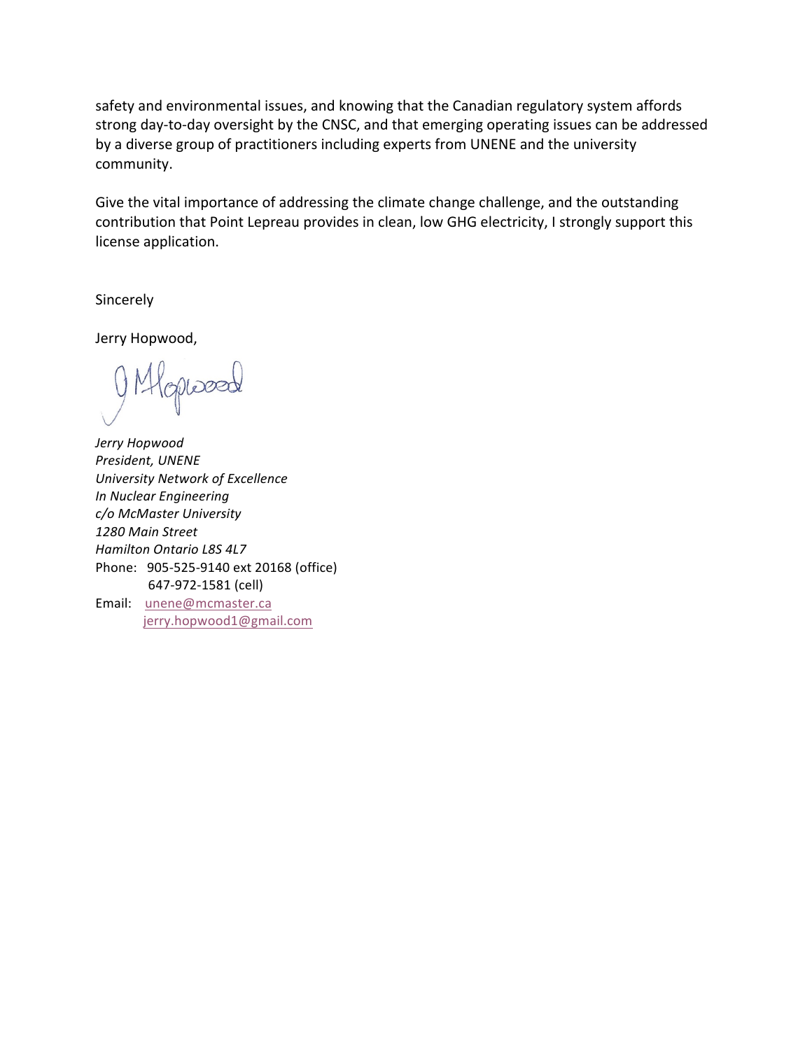safety and environmental issues, and knowing that the Canadian regulatory system affords strong day-to-day oversight by the CNSC, and that emerging operating issues can be addressed by a diverse group of practitioners including experts from UNENE and the university community.

Give the vital importance of addressing the climate change challenge, and the outstanding contribution that Point Lepreau provides in clean, low GHG electricity, I strongly support this license application.

Sincerely

Jerry Hopwood,

*Jerry Hopwood*
*President, UNENE*
*University Network of Excellence*
*In Nuclear Engineering*
*c/o McMaster University*
*1280 Main Street*
*Hamilton Ontario L8S 4L7*
Phone: 905-525-9140 ext 20168 (office)
647-972-1581 (cell)
Email: unene@mcmaster.ca
jerry.hopwood1@gmail.com